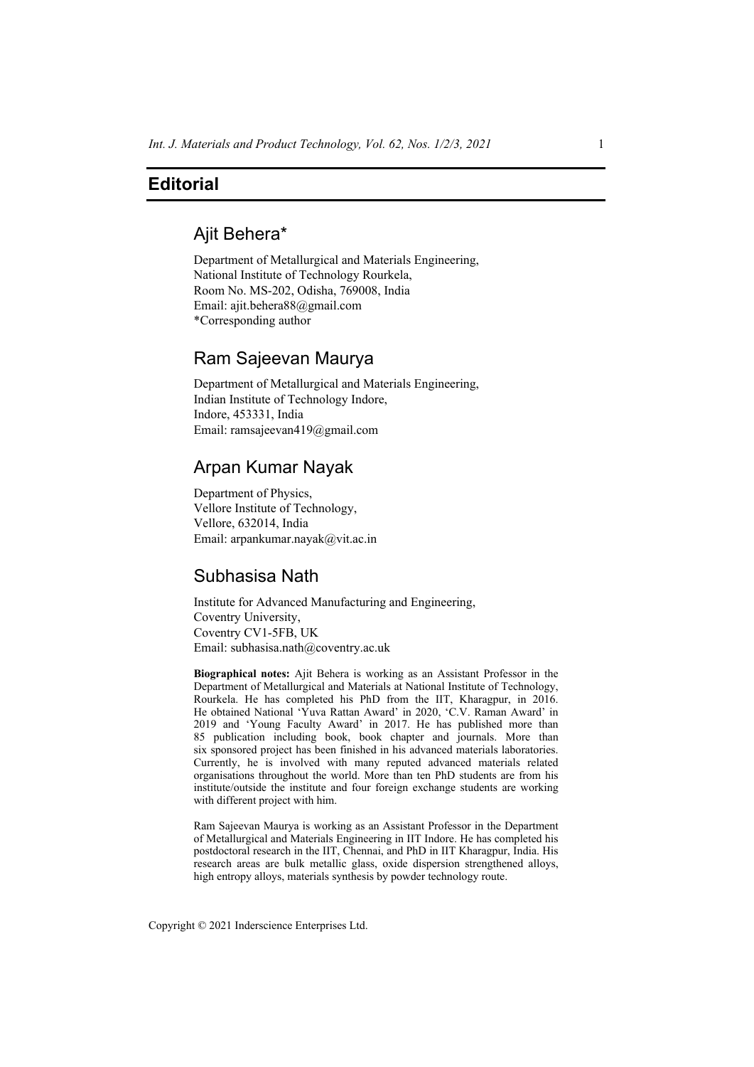# Editorial

## Ajit Behera*

Department of Metallurgical and Materials Engineering,
National Institute of Technology Rourkela,
Room No. MS-202, Odisha, 769008, India
Email: ajit.behera88@gmail.com
*Corresponding author

## Ram Sajeevan Maurya

Department of Metallurgical and Materials Engineering,
Indian Institute of Technology Indore,
Indore, 453331, India
Email: ramsajeevan419@gmail.com

## Arpan Kumar Nayak

Department of Physics,
Vellore Institute of Technology,
Vellore, 632014, India
Email: arpankumar.nayak@vit.ac.in

## Subhasisa Nath

Institute for Advanced Manufacturing and Engineering,
Coventry University,
Coventry CV1-5FB, UK
Email: subhasisa.nath@coventry.ac.uk

**Biographical notes:** Ajit Behera is working as an Assistant Professor in the Department of Metallurgical and Materials at National Institute of Technology, Rourkela. He has completed his PhD from the IIT, Kharagpur, in 2016. He obtained National 'Yuva Rattan Award' in 2020, 'C.V. Raman Award' in 2019 and 'Young Faculty Award' in 2017. He has published more than 85 publication including book, book chapter and journals. More than six sponsored project has been finished in his advanced materials laboratories. Currently, he is involved with many reputed advanced materials related organisations throughout the world. More than ten PhD students are from his institute/outside the institute and four foreign exchange students are working with different project with him.

Ram Sajeevan Maurya is working as an Assistant Professor in the Department of Metallurgical and Materials Engineering in IIT Indore. He has completed his postdoctoral research in the IIT, Chennai, and PhD in IIT Kharagpur, India. His research areas are bulk metallic glass, oxide dispersion strengthened alloys, high entropy alloys, materials synthesis by powder technology route.

Copyright © 2021 Inderscience Enterprises Ltd.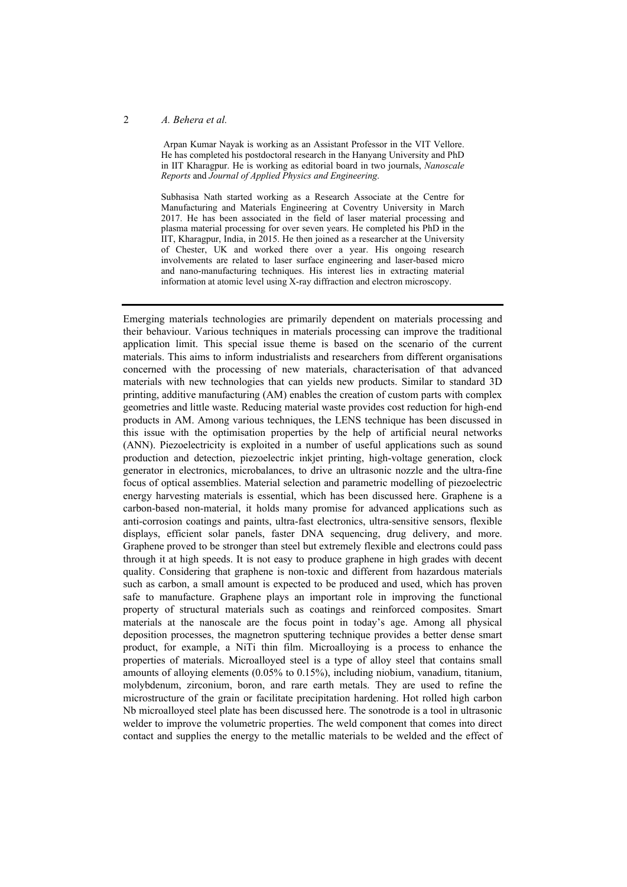Arpan Kumar Nayak is working as an Assistant Professor in the VIT Vellore. He has completed his postdoctoral research in the Hanyang University and PhD in IIT Kharagpur. He is working as editorial board in two journals, *Nanoscale Reports* and *Journal of Applied Physics and Engineering*.

Subhasisa Nath started working as a Research Associate at the Centre for Manufacturing and Materials Engineering at Coventry University in March 2017. He has been associated in the field of laser material processing and plasma material processing for over seven years. He completed his PhD in the IIT, Kharagpur, India, in 2015. He then joined as a researcher at the University of Chester, UK and worked there over a year. His ongoing research involvements are related to laser surface engineering and laser-based micro and nano-manufacturing techniques. His interest lies in extracting material information at atomic level using X-ray diffraction and electron microscopy.

---

Emerging materials technologies are primarily dependent on materials processing and their behaviour. Various techniques in materials processing can improve the traditional application limit. This special issue theme is based on the scenario of the current materials. This aims to inform industrialists and researchers from different organisations concerned with the processing of new materials, characterisation of that advanced materials with new technologies that can yields new products. Similar to standard 3D printing, additive manufacturing (AM) enables the creation of custom parts with complex geometries and little waste. Reducing material waste provides cost reduction for high-end products in AM. Among various techniques, the LENS technique has been discussed in this issue with the optimisation properties by the help of artificial neural networks (ANN). Piezoelectricity is exploited in a number of useful applications such as sound production and detection, piezoelectric inkjet printing, high-voltage generation, clock generator in electronics, microbalances, to drive an ultrasonic nozzle and the ultra-fine focus of optical assemblies. Material selection and parametric modelling of piezoelectric energy harvesting materials is essential, which has been discussed here. Graphene is a carbon-based non-material, it holds many promise for advanced applications such as anti-corrosion coatings and paints, ultra-fast electronics, ultra-sensitive sensors, flexible displays, efficient solar panels, faster DNA sequencing, drug delivery, and more. Graphene proved to be stronger than steel but extremely flexible and electrons could pass through it at high speeds. It is not easy to produce graphene in high grades with decent quality. Considering that graphene is non-toxic and different from hazardous materials such as carbon, a small amount is expected to be produced and used, which has proven safe to manufacture. Graphene plays an important role in improving the functional property of structural materials such as coatings and reinforced composites. Smart materials at the nanoscale are the focus point in today's age. Among all physical deposition processes, the magnetron sputtering technique provides a better dense smart product, for example, a NiTi thin film. Microalloying is a process to enhance the properties of materials. Microalloyed steel is a type of alloy steel that contains small amounts of alloying elements (0.05% to 0.15%), including niobium, vanadium, titanium, molybdenum, zirconium, boron, and rare earth metals. They are used to refine the microstructure of the grain or facilitate precipitation hardening. Hot rolled high carbon Nb microalloyed steel plate has been discussed here. The sonotrode is a tool in ultrasonic welder to improve the volumetric properties. The weld component that comes into direct contact and supplies the energy to the metallic materials to be welded and the effect of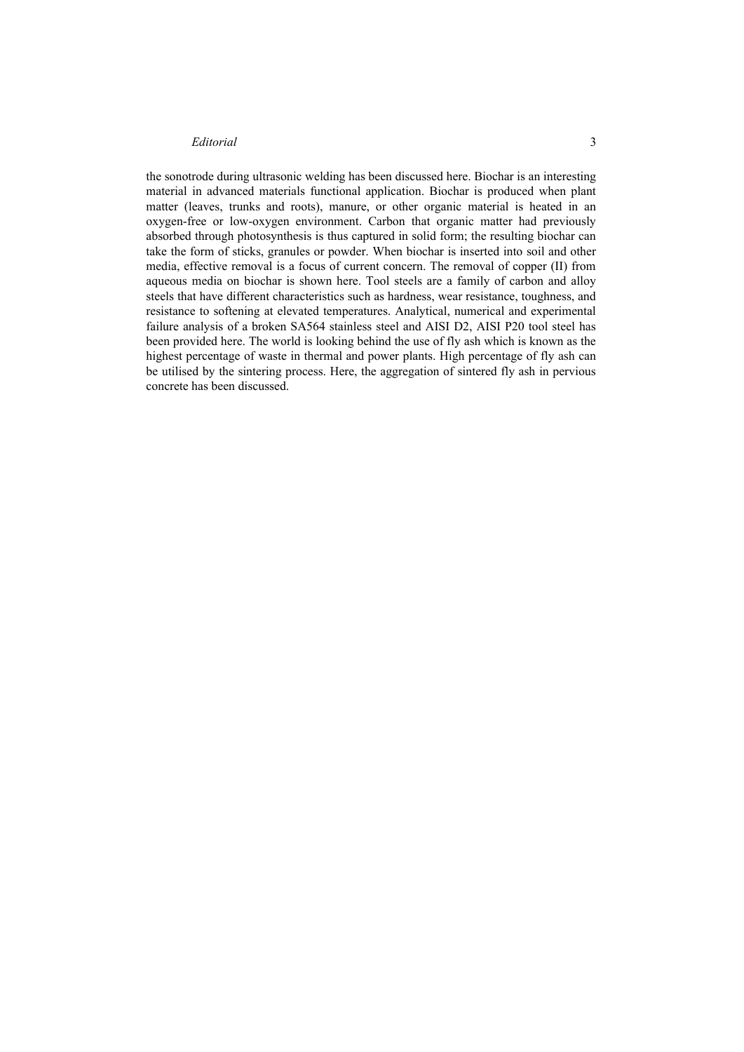the sonotrode during ultrasonic welding has been discussed here. Biochar is an interesting material in advanced materials functional application. Biochar is produced when plant matter (leaves, trunks and roots), manure, or other organic material is heated in an oxygen-free or low-oxygen environment. Carbon that organic matter had previously absorbed through photosynthesis is thus captured in solid form; the resulting biochar can take the form of sticks, granules or powder. When biochar is inserted into soil and other media, effective removal is a focus of current concern. The removal of copper (II) from aqueous media on biochar is shown here. Tool steels are a family of carbon and alloy steels that have different characteristics such as hardness, wear resistance, toughness, and resistance to softening at elevated temperatures. Analytical, numerical and experimental failure analysis of a broken SA564 stainless steel and AISI D2, AISI P20 tool steel has been provided here. The world is looking behind the use of fly ash which is known as the highest percentage of waste in thermal and power plants. High percentage of fly ash can be utilised by the sintering process. Here, the aggregation of sintered fly ash in pervious concrete has been discussed.